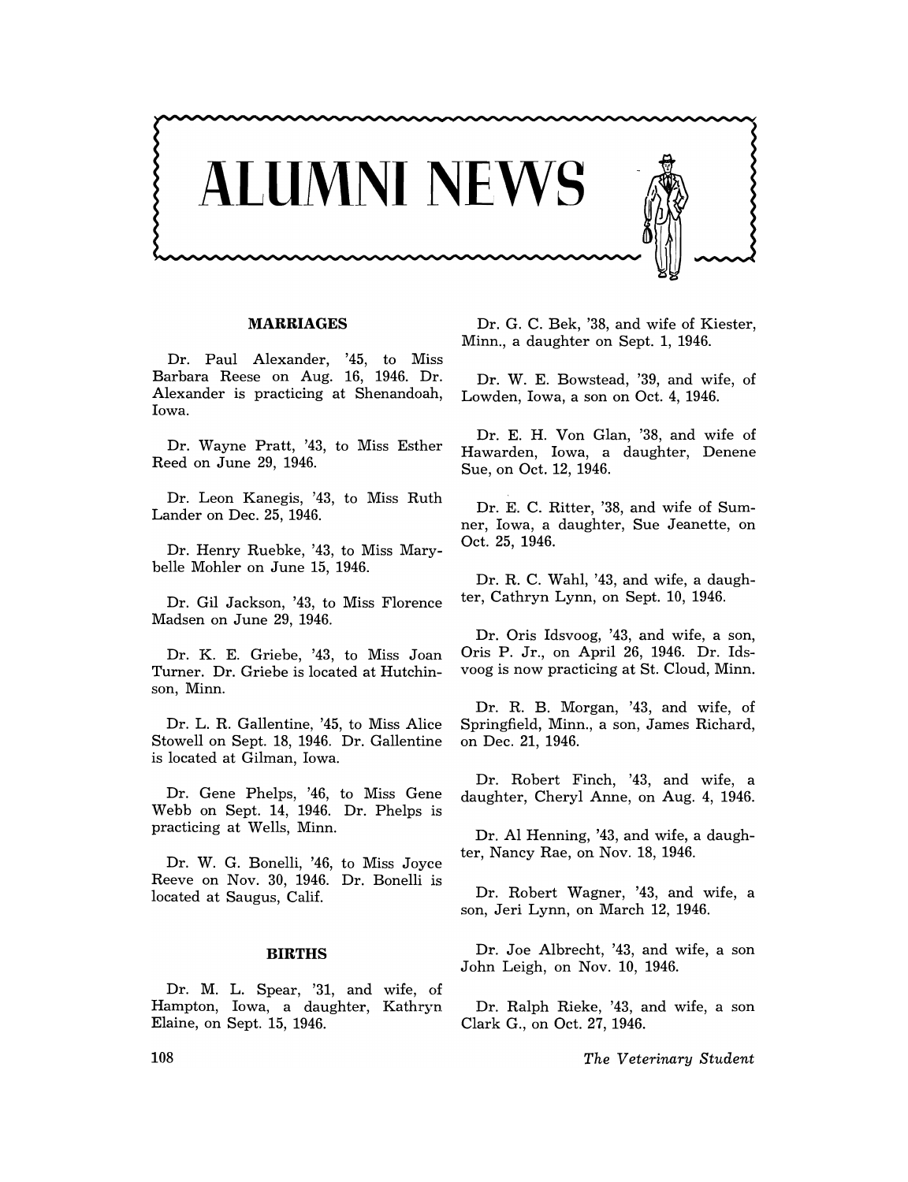# ALUMNI NEWS

## MARRIAGES

Dr. Paul Alexander, '45, to Miss Barbara Reese on Aug. 16, 1946. Dr. Alexander is practicing at Shenandoah, Iowa.

Dr. Wayne Pratt, '43, to Miss Esther Reed on June 29, 1946.

Dr. Leon Kanegis, '43, to Miss Ruth Lander on Dec. 25, 1946.

Dr. Henry Ruebke, '43, to Miss Marybelle Mohler on June 15, 1946.

Dr. Gil Jackson, '43, to Miss Florence Madsen on June 29, 1946.

Dr. K. E. Griebe, '43, to Miss Joan Turner. Dr. Griebe is located at Hutchinson, Minn.

Dr. L. R. Gallentine, '45, to Miss Alice Stowell on Sept. 18, 1946. Dr. Gallentine is located at Gilman, Iowa.

Dr. Gene Phelps, '46, to Miss Gene Webb on Sept. 14, 1946. Dr. Phelps is practicing at Wells, Minn.

Dr. W. G. Bonelli, '46, to Miss Joyce Reeve on Nov. 30, 1946. Dr. Bonelli is located at Saugus, Calif.

## BIRTHS

Dr. M. L. Spear, '31, and wife, of Hampton, Iowa, a daughter, Kathryn Elaine, on Sept. 15, 1946.

Dr. G. C. Bek, '38, and wife of Kiester, Minn., a daughter on Sept. 1, 1946.

Dr. W. E. Bowstead, '39, and wife, of Lowden, Iowa, a son on Oct. 4, 1946.

Dr. E. H. Von Glan, '38, and wife of Hawarden, Iowa, a daughter, Denene Sue, on Oct. 12, 1946.

Dr. E. C. Ritter, '38, and wife of Sumner, Iowa, a daughter, Sue Jeanette, on Oct. 25, 1946.

Dr. R. C. Wahl, '43, and wife, a daughter, Cathryn Lynn, on Sept. 10, 1946.

Dr. Oris Idsvoog, '43, and wife, a son, Oris P. Jr., on April 26, 1946. Dr. Idsvoog is now practicing at St. Cloud, Minn.

Dr. R. B. Morgan, '43, and wife, of Springfield, Minn., a son, James Richard, on Dec. 21, 1946.

Dr. Robert Finch, '43, and wife, a daughter, Cheryl Anne, on Aug. 4, 1946.

Dr. Al Henning, '43, and wife, a daughter, Nancy Rae, on Nov. 18, 1946.

Dr. Robert Wagner, '43, and wife, a son, Jeri Lynn, on March 12, 1946.

Dr. Joe Albrecht, '43, and wife, a son John Leigh, on Nov. 10, 1946.

Dr. Ralph Rieke, '43, and wife, a son Clark G., on Oct. 27, 1946.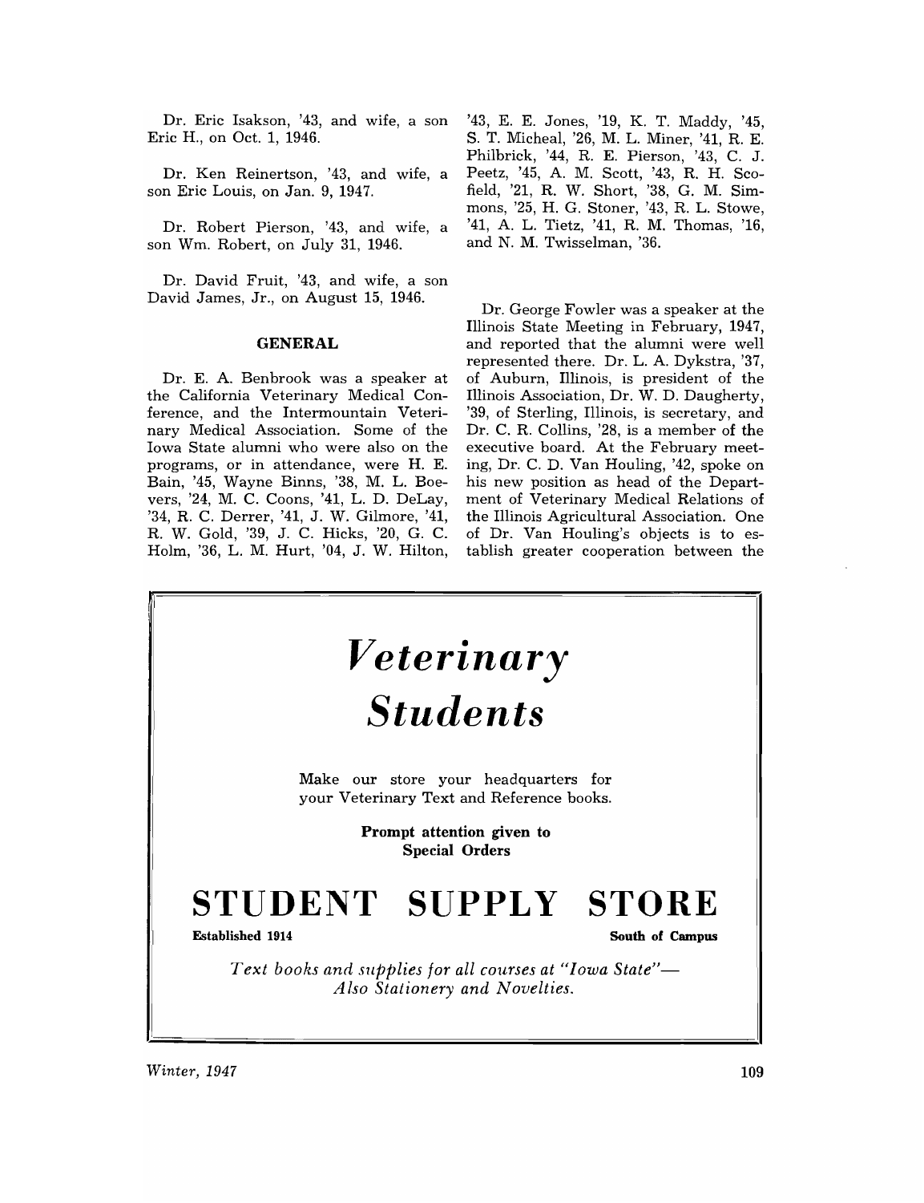Dr. Eric Isakson, '43, and wife, a son Eric H., on Oct. 1, 1946.

Dr. Ken Reinertson, '43, and wife, a son Eric Louis, on Jan. 9, 1947.

Dr. Robert Pierson, '43, and wife, a son Wm. Robert, on July 31, 1946.

Dr. David Fruit, '43, and wife, a son David James, Jr., on August 15, 1946.

### GENERAL

Dr. E. A. Benbrook was a speaker at the California Veterinary Medical Conference, and the Intermountain Veterinary Medical Association. Some of the Iowa State alumni who were also on the programs, or in attendance, were H. E. Bain, '45, Wayne Binns, '38, M. L. Boevers, '24, M. C. Coons, '41, L. D. DeLay, '34, R. C. Derrer, '41, J. W. Gilmore, '41, R. W. Gold, '39, J. C. Hicks, '20, G. C. Holm, '36, L. M. Hurt, '04, J. W. Hilton, '43, E. E. Jones, '19, K. T. Maddy, '45, S. T. Micheal, '26, M. L. Miner, '41, R. E. Philbrick, '44, R. E. Pierson, '43, C. J. Peetz, '45, A. M. Scott, '43, R. H. Scofield, '21, R. W. Short, '38, G. M. Simmons, '25, H. G. Stoner, '43, R. L. Stowe, '41, A. L. Tietz, '41, R. M. Thomas, '16, and N. M. Twisselman, '36.

Dr. George Fowler was a speaker at the Illinois State Meeting in February, 1947, and reported that the alumni were well represented there. Dr. L. A. Dykstra, '37, of Auburn, Illinois, is president of the Illinois Association, Dr. W. D. Daugherty, '39, of Sterling, Illinois, is secretary, and Dr. C. R. Collins, '28, is a member of the executive board. At the February meeting, Dr. C. D. Van Houling, '42, spoke on his new position as head of the Department of Veterinary Medical Relations of the Illinois Agricultural Association. One of Dr. Van Houling's objects is to establish greater cooperation between the

# *Veterinary Students*

Make our store your headquarters for your Veterinary Text and Reference books.

**Prompt attention given to Special Orders**

## STUDENT SUPPLY STORE

**Established 1914** **South of Campus**

*Text books and supplies for all courses at "Iowa State"— Also Stationery and Novelties.*

*Winter, 1947*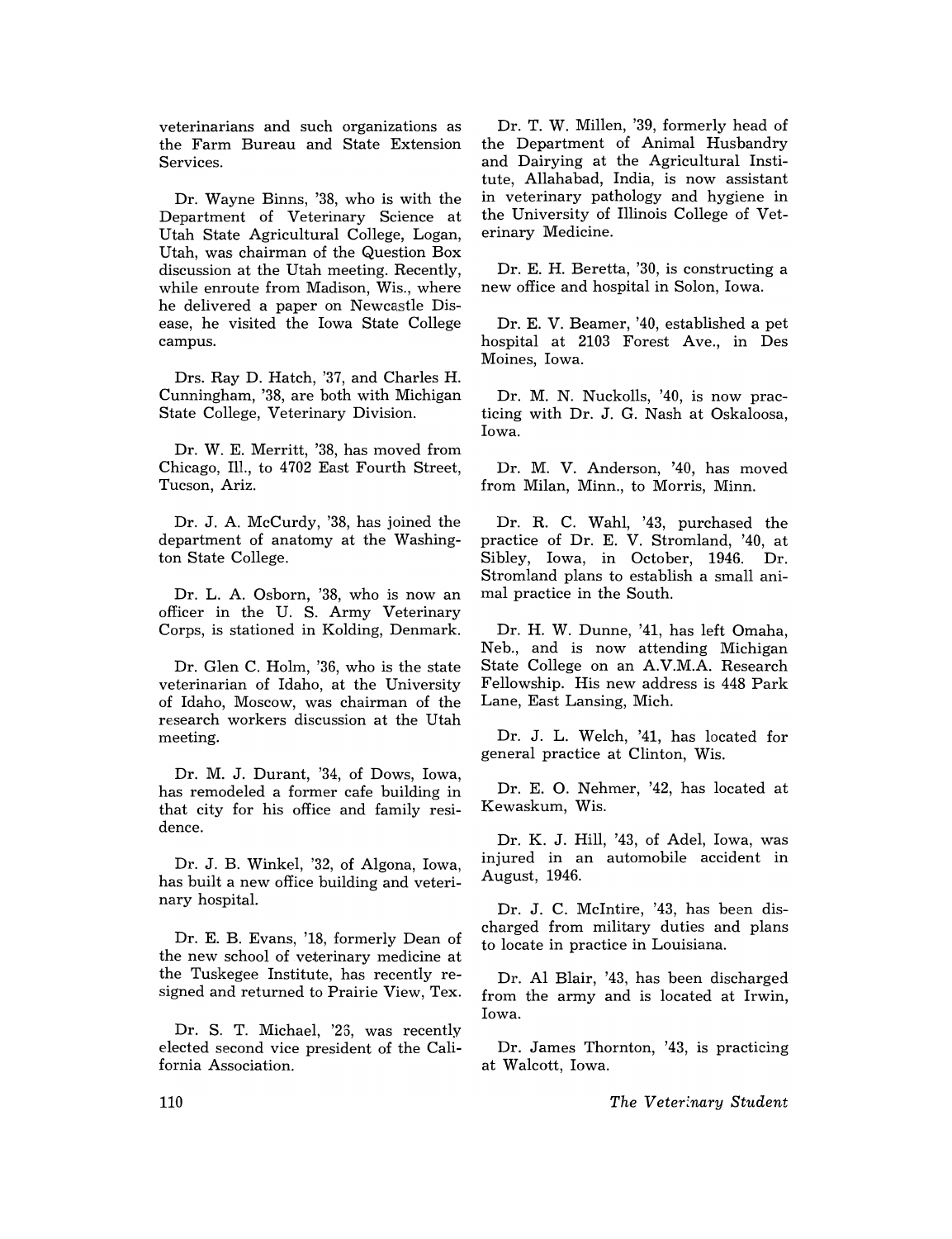veterinarians and such organizations as the Farm Bureau and State Extension Services.

Dr. Wayne Binns, '38, who is with the Department of Veterinary Science at Utah State Agricultural College, Logan, Utah, was chairman of the Question Box discussion at the Utah meeting. Recently, while enroute from Madison, Wis., where he delivered a paper on Newcastle Disease, he visited the Iowa State College campus.

Drs. Ray D. Hatch, '37, and Charles H. Cunningham, '38, are both with Michigan State College, Veterinary Division.

Dr. W. E. Merritt, '38, has moved from Chicago, Ill., to 4702 East Fourth Street, Tucson, Ariz.

Dr. J. A. McCurdy, '38, has joined the department of anatomy at the Washington State College.

Dr. L. A. Osborn, '38, who is now an officer in the U. S. Army Veterinary Corps, is stationed in Kolding, Denmark.

Dr. Glen C. Holm, '36, who is the state veterinarian of Idaho, at the University of Idaho, Moscow, was chairman of the research workers discussion at the Utah meeting.

Dr. M. J. Durant, '34, of Dows, Iowa, has remodeled a former cafe building in that city for his office and family residence.

Dr. J. B. Winkel, '32, of Algona, Iowa, has built a new office building and veterinary hospital.

Dr. E. B. Evans, '18, formerly Dean of the new school of veterinary medicine at the Tuskegee Institute, has recently resigned and returned to Prairie View, Tex.

Dr. S. T. Michael, '23, was recently elected second vice president of the California Association.

Dr. T. W. Millen, '39, formerly head of the Department of Animal Husbandry and Dairying at the Agricultural Institute, Allahabad, India, is now assistant in veterinary pathology and hygiene in the University of Illinois College of Veterinary Medicine.

Dr. E. H. Beretta, '30, is constructing a new office and hospital in Solon, Iowa.

Dr. E. V. Beamer, '40, established a pet hospital at 2103 Forest Ave., in Des Moines, Iowa.

Dr. M. N. Nuckolls, '40, is now practicing with Dr. J. G. Nash at Oskaloosa, Iowa.

Dr. M. V. Anderson, '40, has moved from Milan, Minn., to Morris, Minn.

Dr. R. C. Wahl, '43, purchased the practice of Dr. E. V. Stromland, '40, at Sibley, Iowa, in October, 1946. Dr. Stromland plans to establish a small animal practice in the South.

Dr. H. W. Dunne, '41, has left Omaha, Neb., and is now attending Michigan State College on an A.V.M.A. Research Fellowship. His new address is 448 Park Lane, East Lansing, Mich.

Dr. J. L. Welch, '41, has located for general practice at Clinton, Wis.

Dr. E. O. Nehmer, '42, has located at Kewaskum, Wis.

Dr. K. J. Hill, '43, of Adel, Iowa, was injured in an automobile accident in August, 1946.

Dr. J. C. McIntire, '43, has been discharged from military duties and plans to locate in practice in Louisiana.

Dr. Al Blair, '43, has been discharged from the army and is located at Irwin, Iowa.

Dr. James Thornton, '43, is practicing at Walcott, Iowa.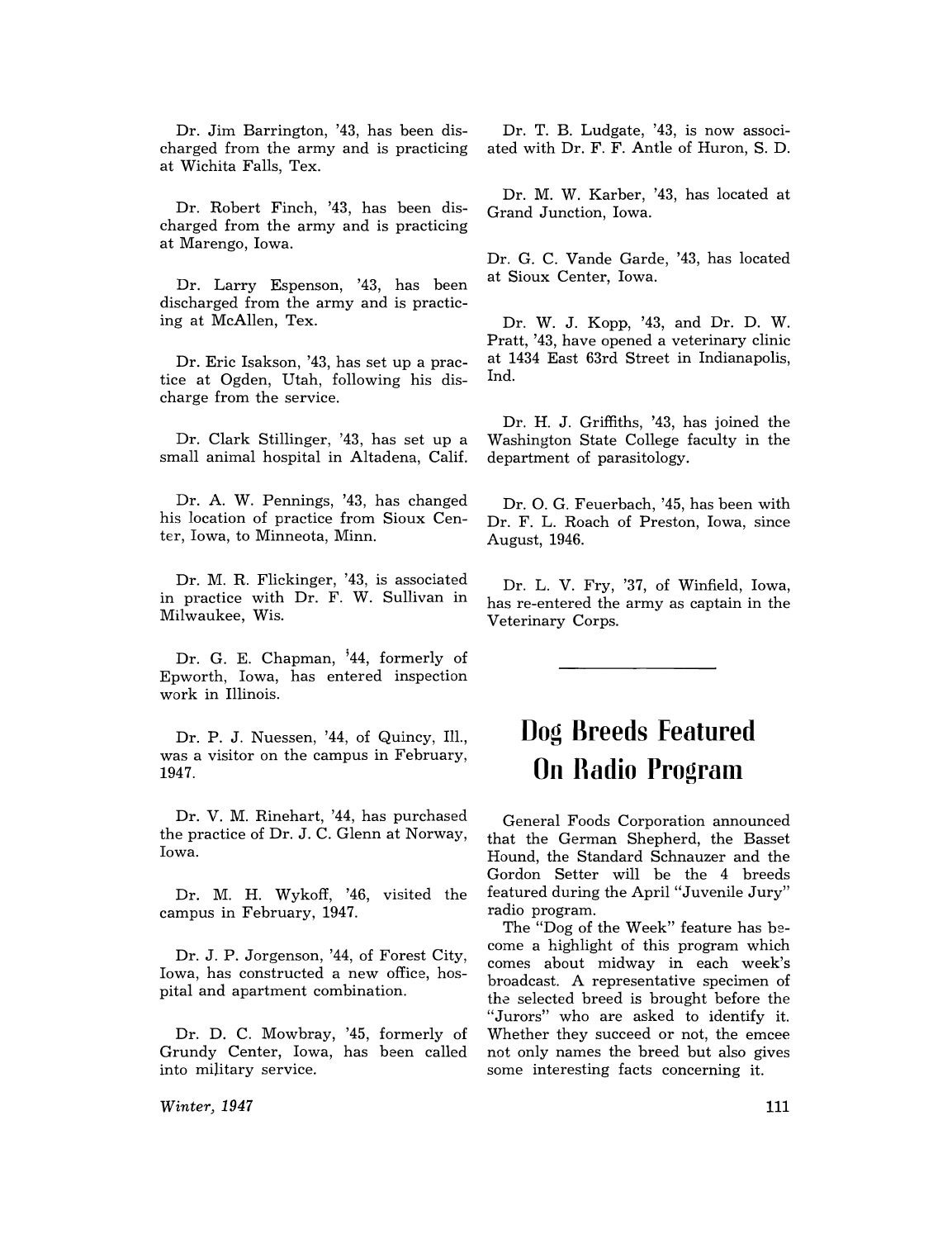Dr. Jim Barrington, '43, has been discharged from the army and is practicing at Wichita Falls, Tex.

Dr. Robert Finch, '43, has been discharged from the army and is practicing at Marengo, Iowa.

Dr. Larry Espenson, '43, has been discharged from the army and is practicing at McAllen, Tex.

Dr. Eric Isakson, '43, has set up a practice at Ogden, Utah, following his discharge from the service.

Dr. Clark Stillinger, '43, has set up a small animal hospital in Altadena, Calif.

Dr. A. W. Pennings, '43, has changed his location of practice from Sioux Center, Iowa, to Minneota, Minn.

Dr. M. R. Flickinger, '43, is associated in practice with Dr. F. W. Sullivan in Milwaukee, Wis.

Dr. G. E. Chapman, '44, formerly of Epworth, Iowa, has entered inspection work in Illinois.

Dr. P. J. Nuessen, '44, of Quincy, Ill., was a visitor on the campus in February, 1947.

Dr. V. M. Rinehart, '44, has purchased the practice of Dr. J. C. Glenn at Norway, Iowa.

Dr. M. H. Wykoff, '46, visited the campus in February, 1947.

Dr. J. P. Jorgenson, '44, of Forest City, Iowa, has constructed a new office, hospital and apartment combination.

Dr. D. C. Mowbray, '45, formerly of Grundy Center, Iowa, has been called into military service.

Dr. T. B. Ludgate, '43, is now associated with Dr. F. F. Antle of Huron, S. D.

Dr. M. W. Karber, '43, has located at Grand Junction, Iowa.

Dr. G. C. Vande Garde, '43, has located at Sioux Center, Iowa.

Dr. W. J. Kopp, '43, and Dr. D. W. Pratt, '43, have opened a veterinary clinic at 1434 East 63rd Street in Indianapolis, Ind.

Dr. H. J. Griffiths, '43, has joined the Washington State College faculty in the department of parasitology.

Dr. O. G. Feuerbach, '45, has been with Dr. F. L. Roach of Preston, Iowa, since August, 1946.

Dr. L. V. Fry, '37, of Winfield, Iowa, has re-entered the army as captain in the Veterinary Corps.

---

# Dog Breeds Featured On Radio Program

General Foods Corporation announced that the German Shepherd, the Basset Hound, the Standard Schnauzer and the Gordon Setter will be the 4 breeds featured during the April "Juvenile Jury" radio program.

The "Dog of the Week" feature has become a highlight of this program which comes about midway in each week's broadcast. A representative specimen of the selected breed is brought before the "Jurors" who are asked to identify it. Whether they succeed or not, the emcee not only names the breed but also gives some interesting facts concerning it.